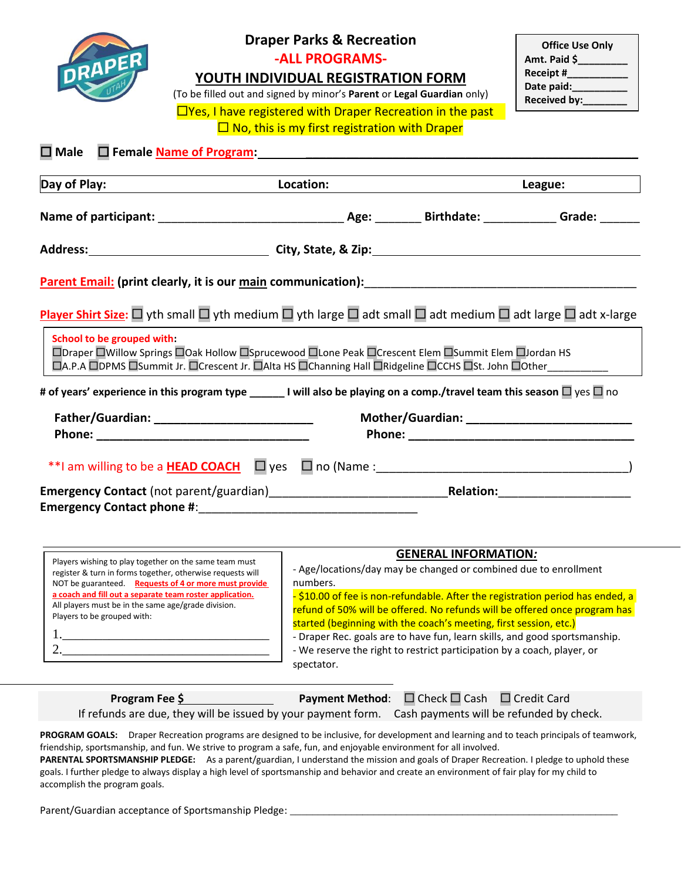# Draper Parks & Recreation

## -ALL PROGRAMS-

## YOUTH INDIVIDUAL REGISTRATION FORM

(To be filled out and signed by minor's **Parent** or **Legal Guardian** only)

☐Yes, I have registered with Draper Recreation in the past

☐ No, this is my first registration with Draper

| **Office Use Only** |
|---|
| **Amt. Paid $**_________ |
| **Receipt #**___________ |
| **Date paid:**__________ |
| **Received by:**________ |

☐ **Male** ☐ **Female** **Name of Program:** ________________________________________________

| **Day of Play:** | **Location:** | **League:** |
|---|---|---|

**Name of participant:** ____________________________ **Age:** _______ **Birthdate:** ___________ **Grade:** ______

**Address:**______________________________ **City, State, & Zip:**_____________________________________________

**Parent Email:** **(print clearly, it is our main communication):**___________________________________________

**Player Shirt Size:** ☐ yth small ☐ yth medium ☐ yth large ☐ adt small ☐ adt medium ☐ adt large ☐ adt x-large

**School to be grouped with:**
☐Draper ☐Willow Springs ☐Oak Hollow ☐Sprucewood ☐Lone Peak ☐Crescent Elem ☐Summit Elem ☐Jordan HS
☐A.P.A ☐DPMS ☐Summit Jr. ☐Crescent Jr. ☐Alta HS ☐Channing Hall ☐Ridgeline ☐CCHS ☐St. John ☐Other___________

**# of years' experience in this program type ______ I will also be playing on a comp./travel team this season** ☐ yes ☐ no

**Father/Guardian:** _________________________ **Mother/Guardian:** _________________________
**Phone:** __________________________________ **Phone:** ____________________________________

**I am willing to be a **HEAD COACH** ☐ yes ☐ no (Name :_______________________________________)

**Emergency Contact** (not parent/guardian)___________________________**Relation:**____________________
**Emergency Contact phone #:**__________________________________

Players wishing to play together on the same team must register & turn in forms together, otherwise requests will NOT be guaranteed. Requests of 4 or more must provide a coach and fill out a separate team roster application.
All players must be in the same age/grade division.
Players to be grouped with:

1.__________________________________
2.__________________________________

## GENERAL INFORMATION:

- Age/locations/day may be changed or combined due to enrollment numbers.
- $10.00 of fee is non-refundable. After the registration period has ended, a refund of 50% will be offered. No refunds will be offered once program has started (beginning with the coach's meeting, first session, etc.)
- Draper Rec. goals are to have fun, learn skills, and good sportsmanship.
- We reserve the right to restrict participation by a coach, player, or spectator.

**Program Fee $**_______________ **Payment Method**: ☐ Check ☐ Cash ☐ Credit Card
If refunds are due, they will be issued by your payment form. Cash payments will be refunded by check.

**PROGRAM GOALS:** Draper Recreation programs are designed to be inclusive, for development and learning and to teach principals of teamwork, friendship, sportsmanship, and fun. We strive to program a safe, fun, and enjoyable environment for all involved.
**PARENTAL SPORTSMANSHIP PLEDGE:** As a parent/guardian, I understand the mission and goals of Draper Recreation. I pledge to uphold these goals. I further pledge to always display a high level of sportsmanship and behavior and create an environment of fair play for my child to accomplish the program goals.

Parent/Guardian acceptance of Sportsmanship Pledge: ___________________________________________________________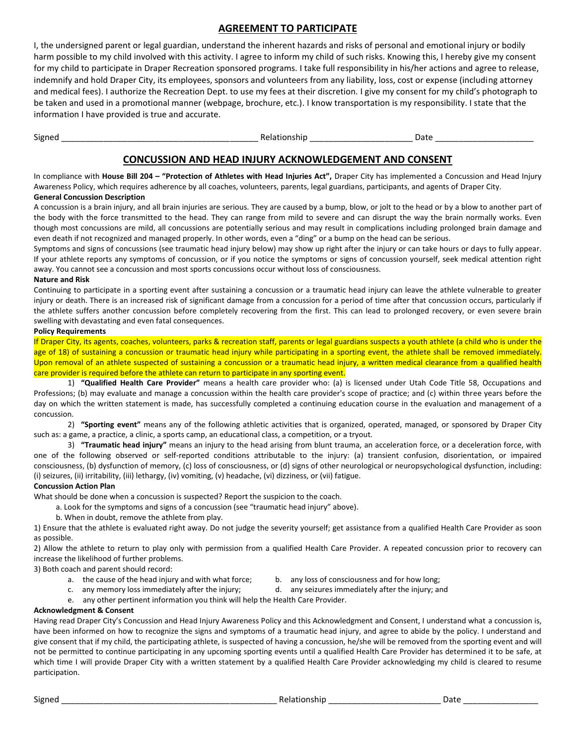## AGREEMENT TO PARTICIPATE

I, the undersigned parent or legal guardian, understand the inherent hazards and risks of personal and emotional injury or bodily harm possible to my child involved with this activity. I agree to inform my child of such risks. Knowing this, I hereby give my consent for my child to participate in Draper Recreation sponsored programs. I take full responsibility in his/her actions and agree to release, indemnify and hold Draper City, its employees, sponsors and volunteers from any liability, loss, cost or expense (including attorney and medical fees). I authorize the Recreation Dept. to use my fees at their discretion. I give my consent for my child's photograph to be taken and used in a promotional manner (webpage, brochure, etc.). I know transportation is my responsibility. I state that the information I have provided is true and accurate.

Signed ________________________________________ Relationship _____________________ Date ____________________

## CONCUSSION AND HEAD INJURY ACKNOWLEDGEMENT AND CONSENT

In compliance with **House Bill 204 – "Protection of Athletes with Head Injuries Act",** Draper City has implemented a Concussion and Head Injury Awareness Policy, which requires adherence by all coaches, volunteers, parents, legal guardians, participants, and agents of Draper City.

**General Concussion Description**

A concussion is a brain injury, and all brain injuries are serious. They are caused by a bump, blow, or jolt to the head or by a blow to another part of the body with the force transmitted to the head. They can range from mild to severe and can disrupt the way the brain normally works. Even though most concussions are mild, all concussions are potentially serious and may result in complications including prolonged brain damage and even death if not recognized and managed properly. In other words, even a "ding" or a bump on the head can be serious.

Symptoms and signs of concussions (see traumatic head injury below) may show up right after the injury or can take hours or days to fully appear. If your athlete reports any symptoms of concussion, or if you notice the symptoms or signs of concussion yourself, seek medical attention right away. You cannot see a concussion and most sports concussions occur without loss of consciousness.

**Nature and Risk**

Continuing to participate in a sporting event after sustaining a concussion or a traumatic head injury can leave the athlete vulnerable to greater injury or death. There is an increased risk of significant damage from a concussion for a period of time after that concussion occurs, particularly if the athlete suffers another concussion before completely recovering from the first. This can lead to prolonged recovery, or even severe brain swelling with devastating and even fatal consequences.

**Policy Requirements**

If Draper City, its agents, coaches, volunteers, parks & recreation staff, parents or legal guardians suspects a youth athlete (a child who is under the age of 18) of sustaining a concussion or traumatic head injury while participating in a sporting event, the athlete shall be removed immediately. Upon removal of an athlete suspected of sustaining a concussion or a traumatic head injury, a written medical clearance from a qualified health care provider is required before the athlete can return to participate in any sporting event.

1) **"Qualified Health Care Provider"** means a health care provider who: (a) is licensed under Utah Code Title 58, Occupations and Professions; (b) may evaluate and manage a concussion within the health care provider's scope of practice; and (c) within three years before the day on which the written statement is made, has successfully completed a continuing education course in the evaluation and management of a concussion.

2) **"Sporting event"** means any of the following athletic activities that is organized, operated, managed, or sponsored by Draper City such as: a game, a practice, a clinic, a sports camp, an educational class, a competition, or a tryout.

3) **"Traumatic head injury"** means an injury to the head arising from blunt trauma, an acceleration force, or a deceleration force, with one of the following observed or self-reported conditions attributable to the injury: (a) transient confusion, disorientation, or impaired consciousness, (b) dysfunction of memory, (c) loss of consciousness, or (d) signs of other neurological or neuropsychological dysfunction, including: (i) seizures, (ii) irritability, (iii) lethargy, (iv) vomiting, (v) headache, (vi) dizziness, or (vii) fatigue.

**Concussion Action Plan**

What should be done when a concussion is suspected? Report the suspicion to the coach.

a. Look for the symptoms and signs of a concussion (see "traumatic head injury" above).

b. When in doubt, remove the athlete from play.

1) Ensure that the athlete is evaluated right away. Do not judge the severity yourself; get assistance from a qualified Health Care Provider as soon as possible.

2) Allow the athlete to return to play only with permission from a qualified Health Care Provider. A repeated concussion prior to recovery can increase the likelihood of further problems.

3) Both coach and parent should record:

a. the cause of the head injury and with what force;
b. any loss of consciousness and for how long;
c. any memory loss immediately after the injury;
d. any seizures immediately after the injury; and
e. any other pertinent information you think will help the Health Care Provider.

**Acknowledgment & Consent**

Having read Draper City's Concussion and Head Injury Awareness Policy and this Acknowledgment and Consent, I understand what a concussion is, have been informed on how to recognize the signs and symptoms of a traumatic head injury, and agree to abide by the policy. I understand and give consent that if my child, the participating athlete, is suspected of having a concussion, he/she will be removed from the sporting event and will not be permitted to continue participating in any upcoming sporting events until a qualified Health Care Provider has determined it to be safe, at which time I will provide Draper City with a written statement by a qualified Health Care Provider acknowledging my child is cleared to resume participation.

Signed ______________________________________________ Relationship _______________________ Date ________________